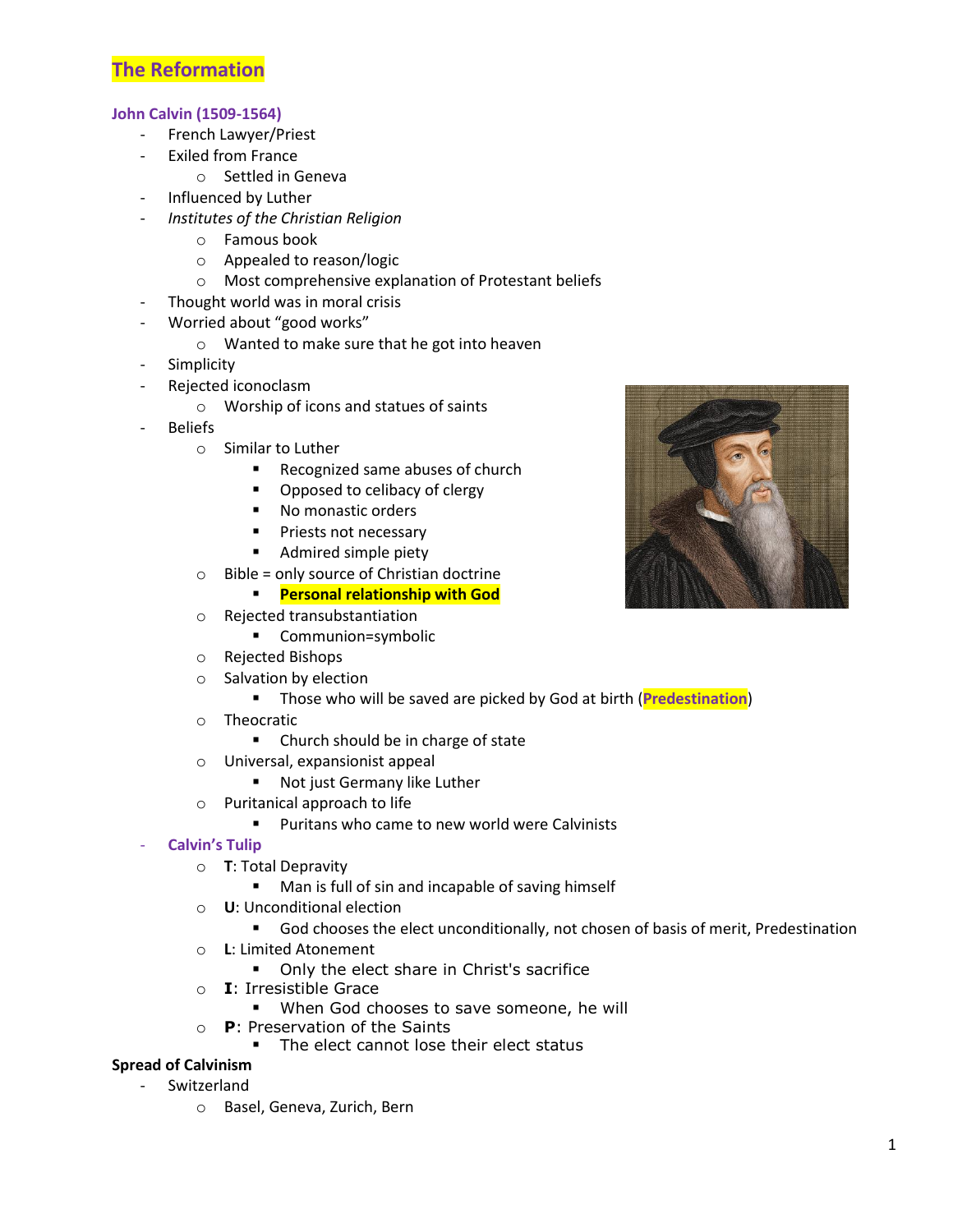# The Reformation

## John Calvin (1509-1564)

- French Lawyer/Priest
- Exiled from France
  - Settled in Geneva
- Influenced by Luther
- *Institutes of the Christian Religion*
  - Famous book
  - Appealed to reason/logic
  - Most comprehensive explanation of Protestant beliefs
- Thought world was in moral crisis
- Worried about "good works"
  - Wanted to make sure that he got into heaven
- Simplicity
- Rejected iconoclasm
  - Worship of icons and statues of saints
- Beliefs
  - Similar to Luther
    - Recognized same abuses of church
    - Opposed to celibacy of clergy
    - No monastic orders
    - Priests not necessary
    - Admired simple piety
  - Bible = only source of Christian doctrine
    - **Personal relationship with God**
  - Rejected transubstantiation
    - Communion=symbolic
  - Rejected Bishops
  - Salvation by election
    - Those who will be saved are picked by God at birth (**Predestination**)
  - Theocratic
    - Church should be in charge of state
  - Universal, expansionist appeal
    - Not just Germany like Luther
  - Puritanical approach to life
    - Puritans who came to new world were Calvinists
- **Calvin's Tulip**
  - **T**: Total Depravity
    - Man is full of sin and incapable of saving himself
  - **U**: Unconditional election
    - God chooses the elect unconditionally, not chosen of basis of merit, Predestination
  - **L**: Limited Atonement
    - Only the elect share in Christ's sacrifice
  - **I**: Irresistible Grace
    - When God chooses to save someone, he will
  - **P**: Preservation of the Saints
    - The elect cannot lose their elect status

**Spread of Calvinism**

- Switzerland
  - Basel, Geneva, Zurich, Bern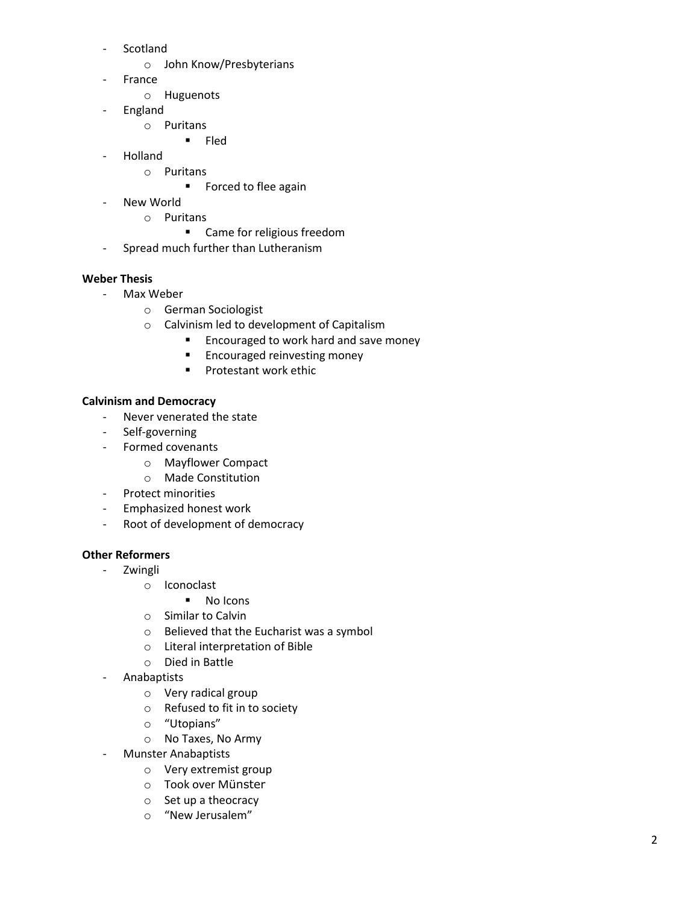- Scotland
    - John Know/Presbyterians
- France
    - Huguenots
- England
    - Puritans
        - Fled
- Holland
    - Puritans
        - Forced to flee again
- New World
    - Puritans
        - Came for religious freedom
- Spread much further than Lutheranism

**Weber Thesis**

- Max Weber
    - German Sociologist
    - Calvinism led to development of Capitalism
        - Encouraged to work hard and save money
        - Encouraged reinvesting money
        - Protestant work ethic

**Calvinism and Democracy**

- Never venerated the state
- Self-governing
- Formed covenants
    - Mayflower Compact
    - Made Constitution
- Protect minorities
- Emphasized honest work
- Root of development of democracy

**Other Reformers**

- Zwingli
    - Iconoclast
        - No Icons
    - Similar to Calvin
    - Believed that the Eucharist was a symbol
    - Literal interpretation of Bible
    - Died in Battle
- Anabaptists
    - Very radical group
    - Refused to fit in to society
    - "Utopians"
    - No Taxes, No Army
- Munster Anabaptists
    - Very extremist group
    - Took over Münster
    - Set up a theocracy
    - "New Jerusalem"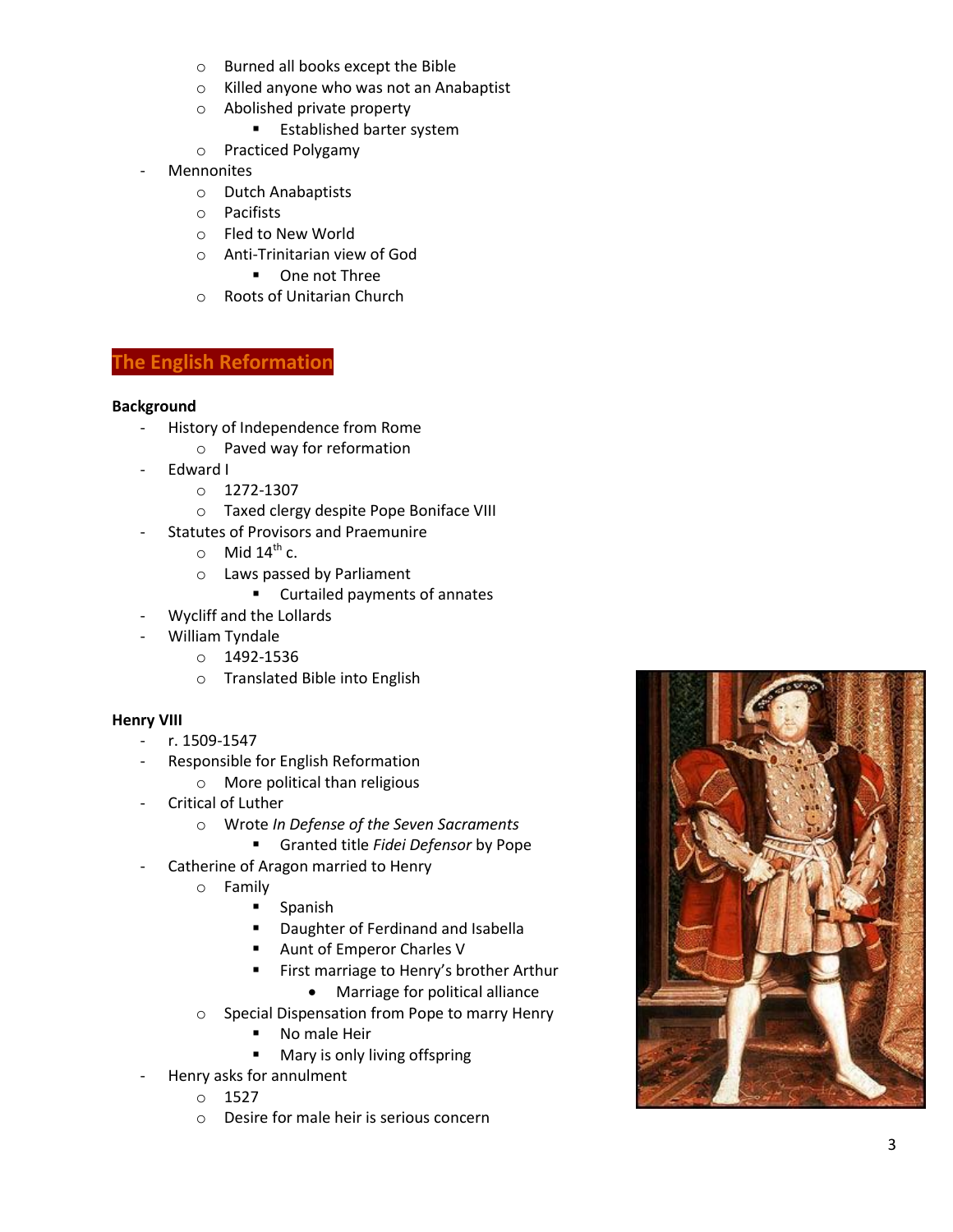- Burned all books except the Bible
- Killed anyone who was not an Anabaptist
- Abolished private property
  - Established barter system
- Practiced Polygamy

- Mennonites
  - Dutch Anabaptists
  - Pacifists
  - Fled to New World
  - Anti-Trinitarian view of God
    - One not Three
  - Roots of Unitarian Church

## The English Reformation

**Background**

- History of Independence from Rome
  - Paved way for reformation
- Edward I
  - 1272-1307
  - Taxed clergy despite Pope Boniface VIII
- Statutes of Provisors and Praemunire
  - Mid 14th c.
  - Laws passed by Parliament
    - Curtailed payments of annates
- Wycliff and the Lollards
- William Tyndale
  - 1492-1536
  - Translated Bible into English

**Henry VIII**

- r. 1509-1547
- Responsible for English Reformation
  - More political than religious
- Critical of Luther
  - Wrote *In Defense of the Seven Sacraments*
    - Granted title *Fidei Defensor* by Pope
- Catherine of Aragon married to Henry
  - Family
    - Spanish
    - Daughter of Ferdinand and Isabella
    - Aunt of Emperor Charles V
    - First marriage to Henry's brother Arthur
      - Marriage for political alliance
  - Special Dispensation from Pope to marry Henry
    - No male Heir
    - Mary is only living offspring
- Henry asks for annulment
  - 1527
  - Desire for male heir is serious concern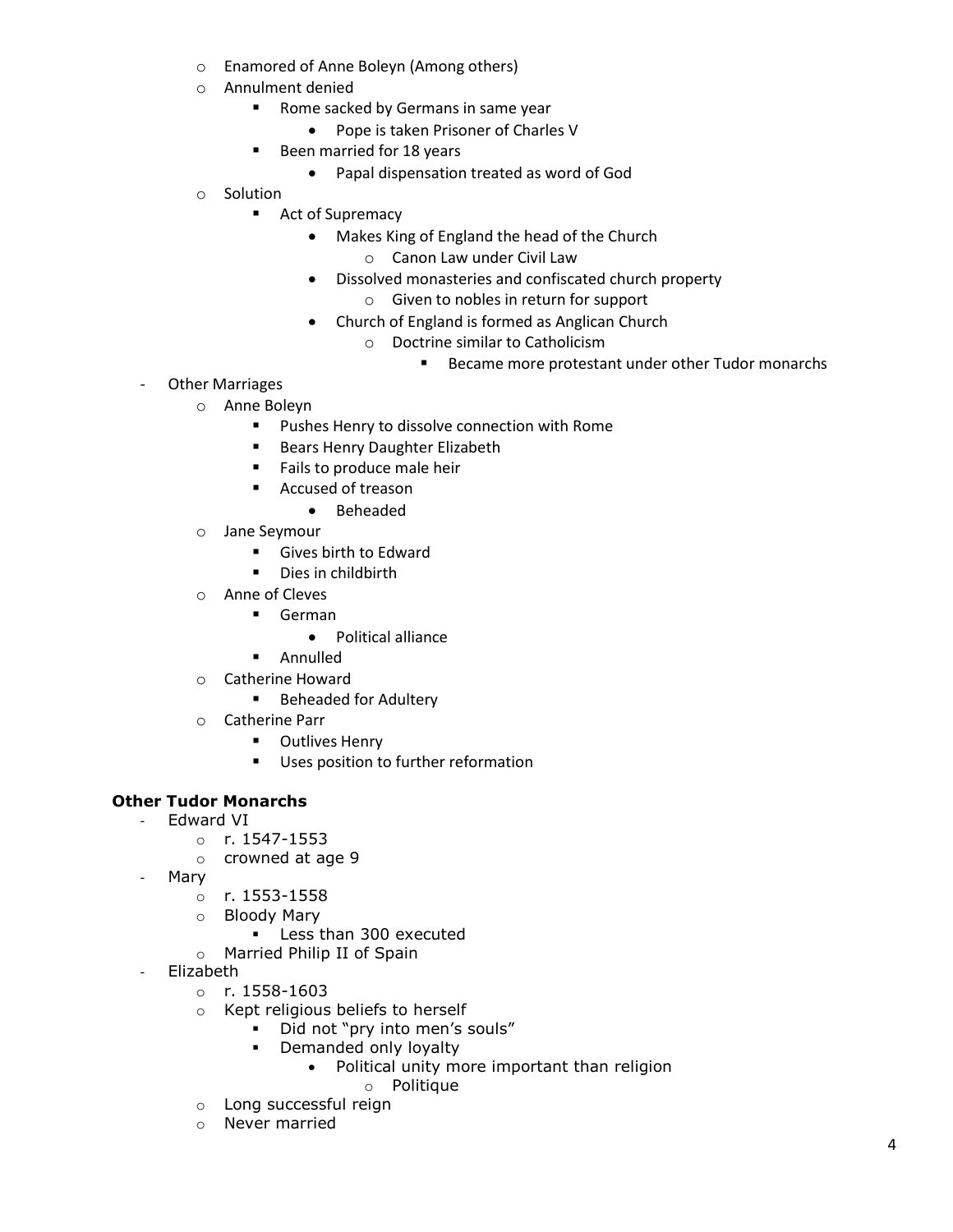- Enamored of Anne Boleyn (Among others)
- Annulment denied
  - Rome sacked by Germans in same year
    - Pope is taken Prisoner of Charles V
  - Been married for 18 years
    - Papal dispensation treated as word of God
- Solution
  - Act of Supremacy
    - Makes King of England the head of the Church
      - Canon Law under Civil Law
    - Dissolved monasteries and confiscated church property
      - Given to nobles in return for support
    - Church of England is formed as Anglican Church
      - Doctrine similar to Catholicism
        - Became more protestant under other Tudor monarchs

- Other Marriages
  - Anne Boleyn
    - Pushes Henry to dissolve connection with Rome
    - Bears Henry Daughter Elizabeth
    - Fails to produce male heir
    - Accused of treason
      - Beheaded
  - Jane Seymour
    - Gives birth to Edward
    - Dies in childbirth
  - Anne of Cleves
    - German
      - Political alliance
    - Annulled
  - Catherine Howard
    - Beheaded for Adultery
  - Catherine Parr
    - Outlives Henry
    - Uses position to further reformation

**Other Tudor Monarchs**

- Edward VI
  - r. 1547-1553
  - crowned at age 9
- Mary
  - r. 1553-1558
  - Bloody Mary
    - Less than 300 executed
  - Married Philip II of Spain
- Elizabeth
  - r. 1558-1603
  - Kept religious beliefs to herself
    - Did not "pry into men's souls"
    - Demanded only loyalty
      - Political unity more important than religion
        - Politique
  - Long successful reign
  - Never married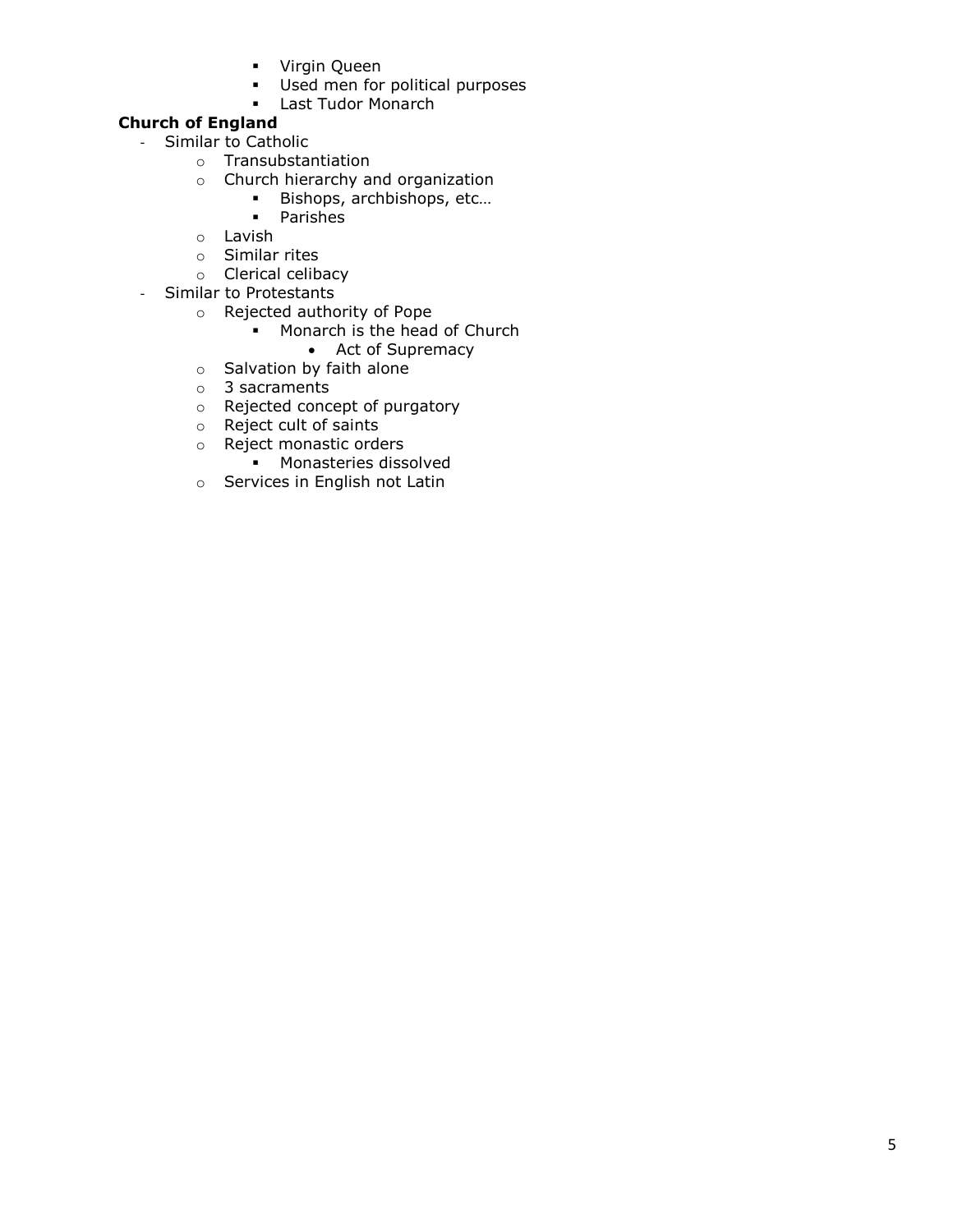- Virgin Queen
        - Used men for political purposes
        - Last Tudor Monarch

**Church of England**

- Similar to Catholic
    - Transubstantiation
    - Church hierarchy and organization
        - Bishops, archbishops, etc…
        - Parishes
    - Lavish
    - Similar rites
    - Clerical celibacy
- Similar to Protestants
    - Rejected authority of Pope
        - Monarch is the head of Church
            - Act of Supremacy
    - Salvation by faith alone
    - 3 sacraments
    - Rejected concept of purgatory
    - Reject cult of saints
    - Reject monastic orders
        - Monasteries dissolved
    - Services in English not Latin